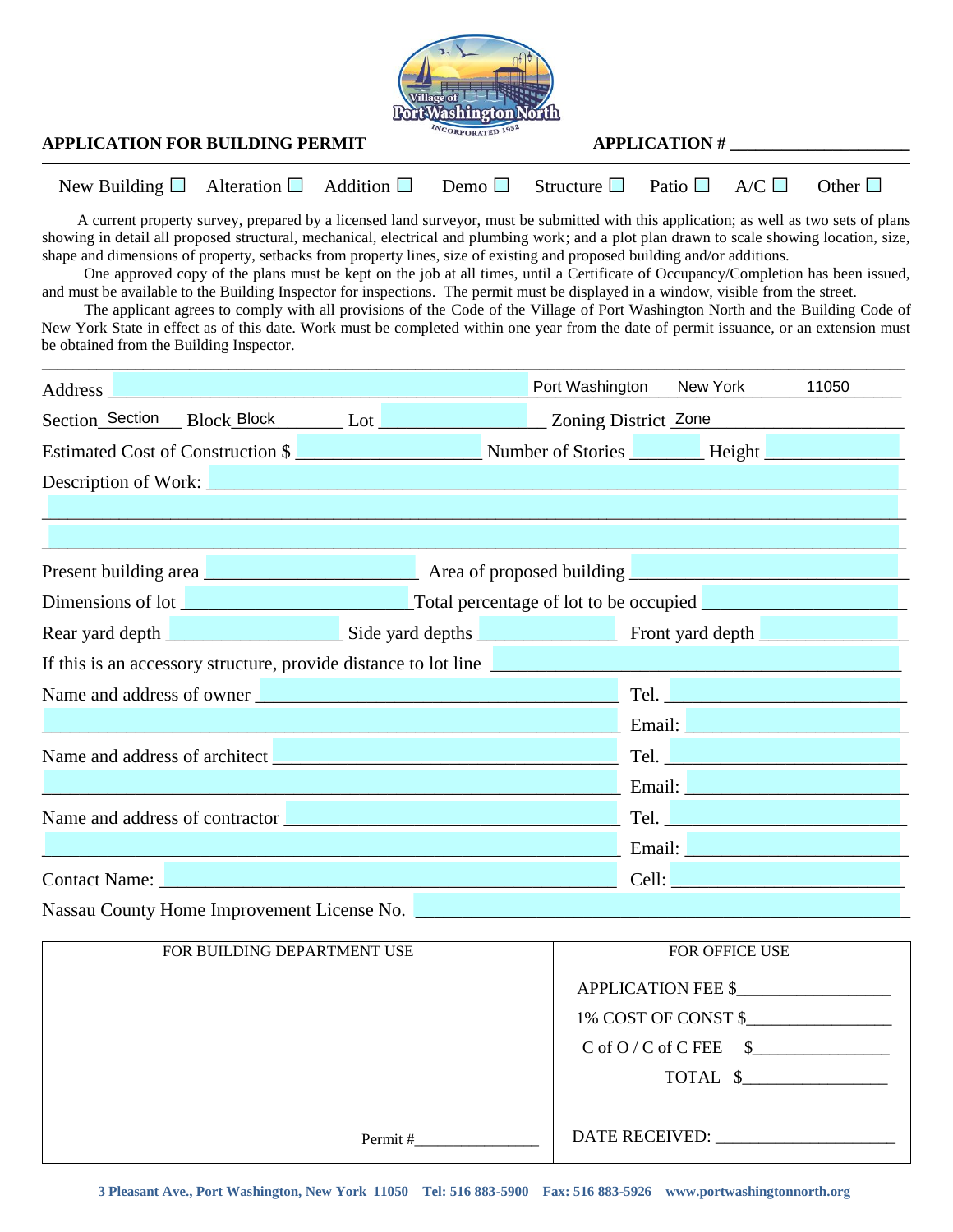**Village of Port Washington North**
INCORPORATED 1932

**APPLICATION FOR BUILDING PERMIT** **APPLICATION # ____________________**

New Building ☐ Alteration ☐ Addition ☐ Demo ☐ Structure ☐ Patio ☐ A/C ☐ Other ☐

A current property survey, prepared by a licensed land surveyor, must be submitted with this application; as well as two sets of plans showing in detail all proposed structural, mechanical, electrical and plumbing work; and a plot plan drawn to scale showing location, size, shape and dimensions of property, setbacks from property lines, size of existing and proposed building and/or additions.

One approved copy of the plans must be kept on the job at all times, until a Certificate of Occupancy/Completion has been issued, and must be available to the Building Inspector for inspections. The permit must be displayed in a window, visible from the street.

The applicant agrees to comply with all provisions of the Code of the Village of Port Washington North and the Building Code of New York State in effect as of this date. Work must be completed within one year from the date of permit issuance, or an extension must be obtained from the Building Inspector.

---

Address ____________________ Port Washington New York 11050

Section Section Block Block Lot ____________ Zoning District Zone

Estimated Cost of Construction $ ____________ Number of Stories ________ Height ____________

Description of Work: ______________________________________________

______________________________________________

______________________________________________

Present building area ____________ Area of proposed building ____________

Dimensions of lot ____________ Total percentage of lot to be occupied ____________

Rear yard depth ____________ Side yard depths ____________ Front yard depth ____________

If this is an accessory structure, provide distance to lot line ____________

Name and address of owner ______________________ Tel. ____________

______________________ Email: ____________

Name and address of architect ______________________ Tel. ____________

______________________ Email: ____________

Name and address of contractor ______________________ Tel. ____________

______________________ Email: ____________

Contact Name: ______________________ Cell: ____________

Nassau County Home Improvement License No. ______________________

| FOR BUILDING DEPARTMENT USE | FOR OFFICE USE |
|---|---|
| | APPLICATION FEE $____________ |
| | 1% COST OF CONST $____________ |
| | C of O / C of C FEE $____________ |
| | TOTAL $____________ |
| Permit #____________ | DATE RECEIVED: ____________ |

3 Pleasant Ave., Port Washington, New York 11050 Tel: 516 883-5900 Fax: 516 883-5926 www.portwashingtonnorth.org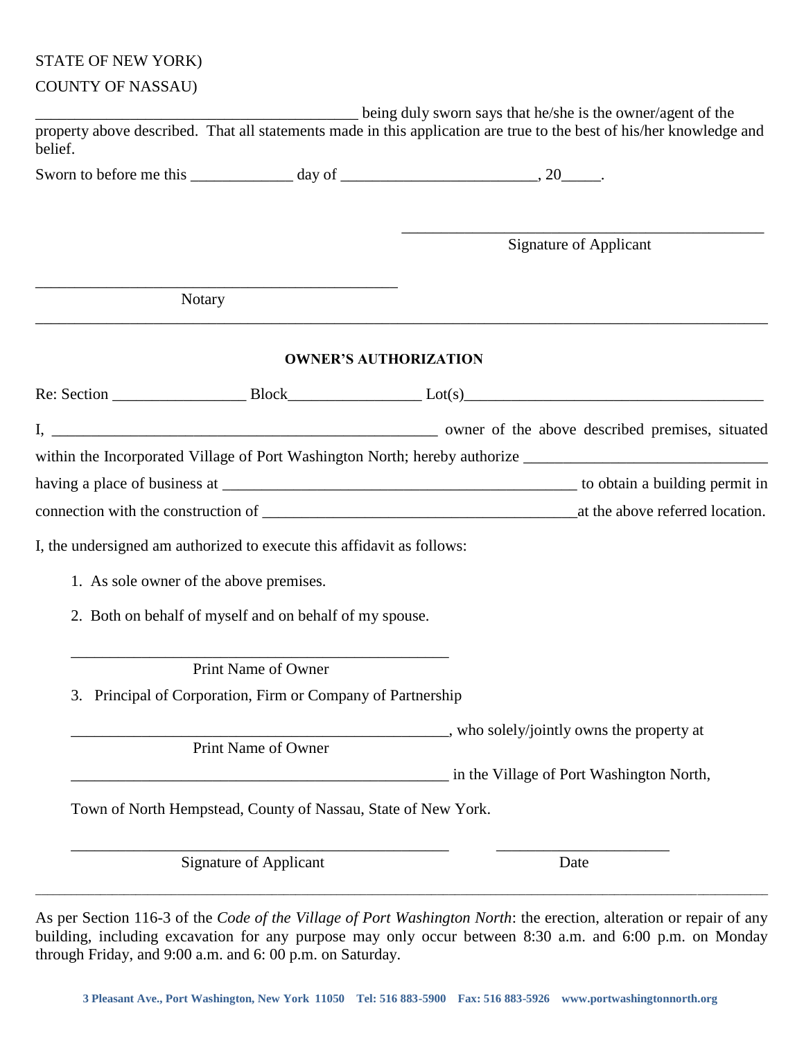STATE OF NEW YORK)

COUNTY OF NASSAU)

_________________________________________ being duly sworn says that he/she is the owner/agent of the property above described. That all statements made in this application are true to the best of his/her knowledge and belief.

Sworn to before me this _____________ day of _________________________, 20_____.

_______________________________________________
Signature of Applicant

_______________________________________________
Notary

---

**OWNER'S AUTHORIZATION**

Re: Section _________________ Block_________________ Lot(s)_______________________________________

I, __________________________________________________ owner of the above described premises, situated within the Incorporated Village of Port Washington North; hereby authorize _______________________________ having a place of business at _______________________________________________ to obtain a building permit in connection with the construction of _________________________________________at the above referred location.

I, the undersigned am authorized to execute this affidavit as follows:

1. As sole owner of the above premises.

2. Both on behalf of myself and on behalf of my spouse.

 _________________________________________________
 Print Name of Owner

3. Principal of Corporation, Firm or Company of Partnership

 _________________________________________________, who solely/jointly owns the property at
 Print Name of Owner

 _________________________________________________ in the Village of Port Washington North,

 Town of North Hempstead, County of Nassau, State of New York.

 _________________________________________________ ______________________
 Signature of Applicant Date

---

As per Section 116-3 of the *Code of the Village of Port Washington North*: the erection, alteration or repair of any building, including excavation for any purpose may only occur between 8:30 a.m. and 6:00 p.m. on Monday through Friday, and 9:00 a.m. and 6: 00 p.m. on Saturday.

**3 Pleasant Ave., Port Washington, New York 11050 Tel: 516 883-5900 Fax: 516 883-5926 www.portwashingtonnorth.org**